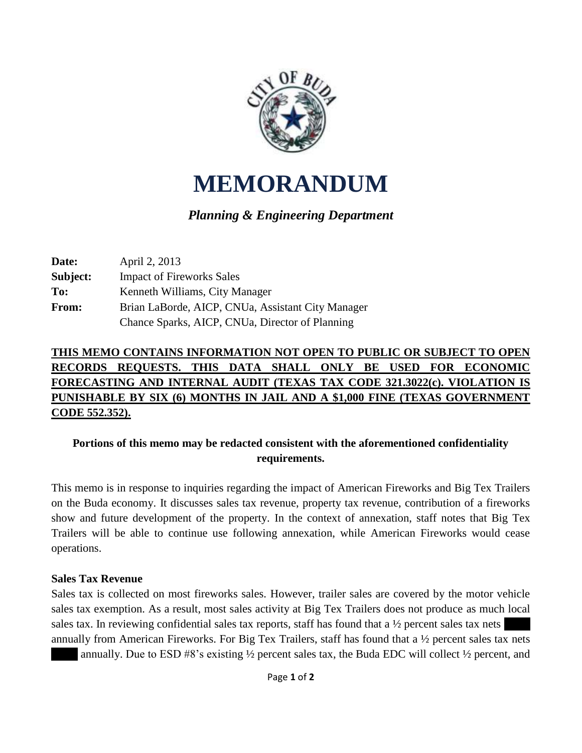# MEMORANDUM

***Planning & Engineering Department***

| | |
|---|---|
| **Date:** | April 2, 2013 |
| **Subject:** | Impact of Fireworks Sales |
| **To:** | Kenneth Williams, City Manager |
| **From:** | Brian LaBorde, AICP, CNUa, Assistant City Manager |
| | Chance Sparks, AICP, CNUa, Director of Planning |

<u>**THIS MEMO CONTAINS INFORMATION NOT OPEN TO PUBLIC OR SUBJECT TO OPEN RECORDS REQUESTS. THIS DATA SHALL ONLY BE USED FOR ECONOMIC FORECASTING AND INTERNAL AUDIT (TEXAS TAX CODE 321.3022(c). VIOLATION IS PUNISHABLE BY SIX (6) MONTHS IN JAIL AND A $1,000 FINE (TEXAS GOVERNMENT CODE 552.352).**</u>

**Portions of this memo may be redacted consistent with the aforementioned confidentiality requirements.**

This memo is in response to inquiries regarding the impact of American Fireworks and Big Tex Trailers on the Buda economy. It discusses sales tax revenue, property tax revenue, contribution of a fireworks show and future development of the property. In the context of annexation, staff notes that Big Tex Trailers will be able to continue use following annexation, while American Fireworks would cease operations.

**Sales Tax Revenue**

Sales tax is collected on most fireworks sales. However, trailer sales are covered by the motor vehicle sales tax exemption. As a result, most sales activity at Big Tex Trailers does not produce as much local sales tax. In reviewing confidential sales tax reports, staff has found that a ½ percent sales tax nets [REDACTED] annually from American Fireworks. For Big Tex Trailers, staff has found that a ½ percent sales tax nets [REDACTED] annually. Due to ESD #8's existing ½ percent sales tax, the Buda EDC will collect ½ percent, and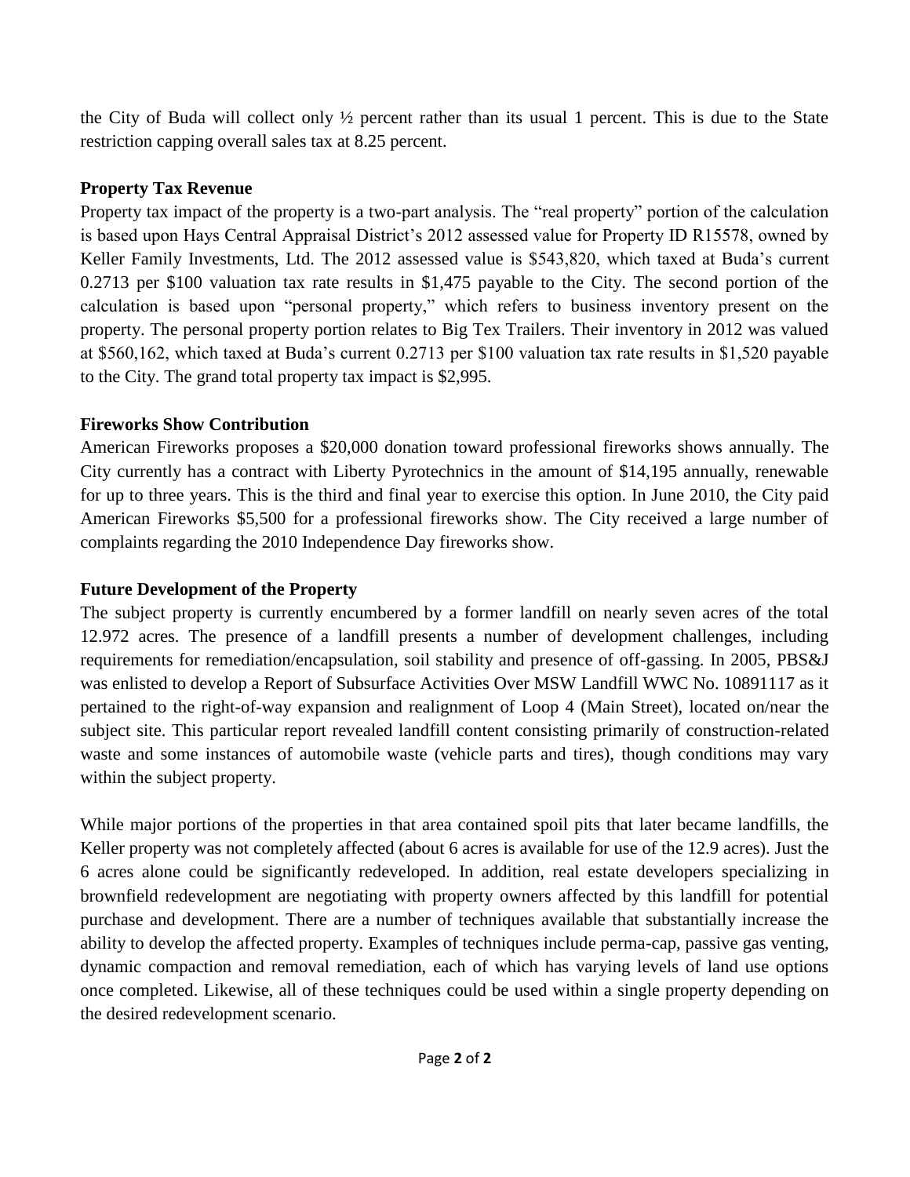the City of Buda will collect only ½ percent rather than its usual 1 percent. This is due to the State restriction capping overall sales tax at 8.25 percent.

**Property Tax Revenue**

Property tax impact of the property is a two-part analysis. The "real property" portion of the calculation is based upon Hays Central Appraisal District's 2012 assessed value for Property ID R15578, owned by Keller Family Investments, Ltd. The 2012 assessed value is $543,820, which taxed at Buda's current 0.2713 per $100 valuation tax rate results in $1,475 payable to the City. The second portion of the calculation is based upon "personal property," which refers to business inventory present on the property. The personal property portion relates to Big Tex Trailers. Their inventory in 2012 was valued at $560,162, which taxed at Buda's current 0.2713 per $100 valuation tax rate results in $1,520 payable to the City. The grand total property tax impact is $2,995.

**Fireworks Show Contribution**

American Fireworks proposes a $20,000 donation toward professional fireworks shows annually. The City currently has a contract with Liberty Pyrotechnics in the amount of $14,195 annually, renewable for up to three years. This is the third and final year to exercise this option. In June 2010, the City paid American Fireworks $5,500 for a professional fireworks show. The City received a large number of complaints regarding the 2010 Independence Day fireworks show.

**Future Development of the Property**

The subject property is currently encumbered by a former landfill on nearly seven acres of the total 12.972 acres. The presence of a landfill presents a number of development challenges, including requirements for remediation/encapsulation, soil stability and presence of off-gassing. In 2005, PBS&J was enlisted to develop a Report of Subsurface Activities Over MSW Landfill WWC No. 10891117 as it pertained to the right-of-way expansion and realignment of Loop 4 (Main Street), located on/near the subject site. This particular report revealed landfill content consisting primarily of construction-related waste and some instances of automobile waste (vehicle parts and tires), though conditions may vary within the subject property.

While major portions of the properties in that area contained spoil pits that later became landfills, the Keller property was not completely affected (about 6 acres is available for use of the 12.9 acres). Just the 6 acres alone could be significantly redeveloped. In addition, real estate developers specializing in brownfield redevelopment are negotiating with property owners affected by this landfill for potential purchase and development. There are a number of techniques available that substantially increase the ability to develop the affected property. Examples of techniques include perma-cap, passive gas venting, dynamic compaction and removal remediation, each of which has varying levels of land use options once completed. Likewise, all of these techniques could be used within a single property depending on the desired redevelopment scenario.